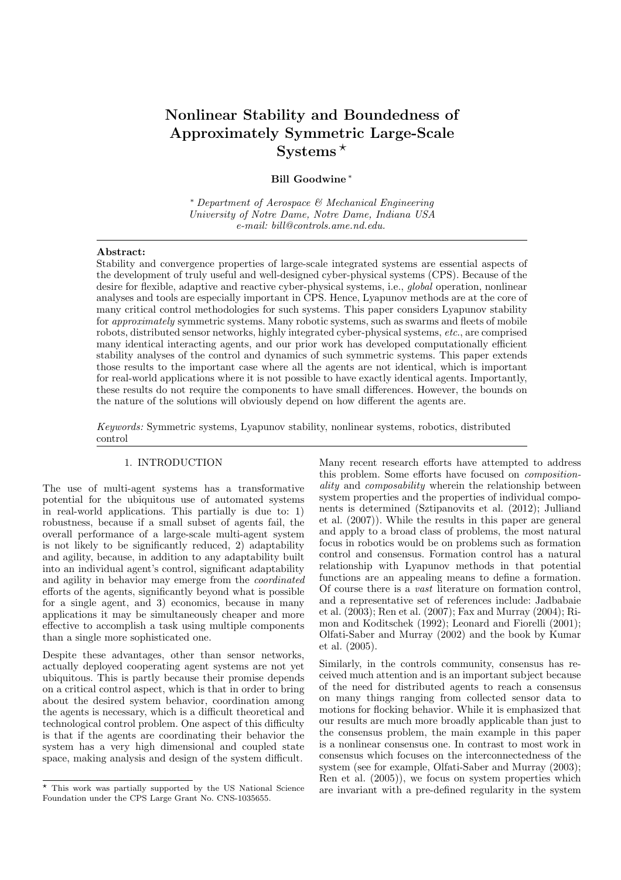# Nonlinear Stability and Boundedness of Approximately Symmetric Large-Scale Systems *

**Bill Goodwine** *

* *Department of Aerospace & Mechanical Engineering*
*University of Notre Dame, Notre Dame, Indiana USA*
*e-mail: bill@controls.ame.nd.edu.*

**Abstract:**
Stability and convergence properties of large-scale integrated systems are essential aspects of the development of truly useful and well-designed cyber-physical systems (CPS). Because of the desire for flexible, adaptive and reactive cyber-physical systems, i.e., *global* operation, nonlinear analyses and tools are especially important in CPS. Hence, Lyapunov methods are at the core of many critical control methodologies for such systems. This paper considers Lyapunov stability for *approximately* symmetric systems. Many robotic systems, such as swarms and fleets of mobile robots, distributed sensor networks, highly integrated cyber-physical systems, *etc.*, are comprised many identical interacting agents, and our prior work has developed computationally efficient stability analyses of the control and dynamics of such symmetric systems. This paper extends those results to the important case where all the agents are not identical, which is important for real-world applications where it is not possible to have exactly identical agents. Importantly, these results do not require the components to have small differences. However, the bounds on the nature of the solutions will obviously depend on how different the agents are.

*Keywords:* Symmetric systems, Lyapunov stability, nonlinear systems, robotics, distributed control

## 1. INTRODUCTION

The use of multi-agent systems has a transformative potential for the ubiquitous use of automated systems in real-world applications. This partially is due to: 1) robustness, because if a small subset of agents fail, the overall performance of a large-scale multi-agent system is not likely to be significantly reduced, 2) adaptability and agility, because, in addition to any adaptability built into an individual agent's control, significant adaptability and agility in behavior may emerge from the *coordinated* efforts of the agents, significantly beyond what is possible for a single agent, and 3) economics, because in many applications it may be simultaneously cheaper and more effective to accomplish a task using multiple components than a single more sophisticated one.

Despite these advantages, other than sensor networks, actually deployed cooperating agent systems are not yet ubiquitous. This is partly because their promise depends on a critical control aspect, which is that in order to bring about the desired system behavior, coordination among the agents is necessary, which is a difficult theoretical and technological control problem. One aspect of this difficulty is that if the agents are coordinating their behavior the system has a very high dimensional and coupled state space, making analysis and design of the system difficult.

Many recent research efforts have attempted to address this problem. Some efforts have focused on *compositionality* and *composability* wherein the relationship between system properties and the properties of individual components is determined (Sztipanovits et al. (2012); Julliand et al. (2007)). While the results in this paper are general and apply to a broad class of problems, the most natural focus in robotics would be on problems such as formation control and consensus. Formation control has a natural relationship with Lyapunov methods in that potential functions are an appealing means to define a formation. Of course there is a *vast* literature on formation control, and a representative set of references include: Jadbabaie et al. (2003); Ren et al. (2007); Fax and Murray (2004); Rimon and Koditschek (1992); Leonard and Fiorelli (2001); Olfati-Saber and Murray (2002) and the book by Kumar et al. (2005).

Similarly, in the controls community, consensus has received much attention and is an important subject because of the need for distributed agents to reach a consensus on many things ranging from collected sensor data to motions for flocking behavior. While it is emphasized that our results are much more broadly applicable than just to the consensus problem, the main example in this paper is a nonlinear consensus one. In contrast to most work in consensus which focuses on the interconnectedness of the system (see for example, Olfati-Saber and Murray (2003); Ren et al. (2005)), we focus on system properties which are invariant with a pre-defined regularity in the system

* This work was partially supported by the US National Science Foundation under the CPS Large Grant No. CNS-1035655.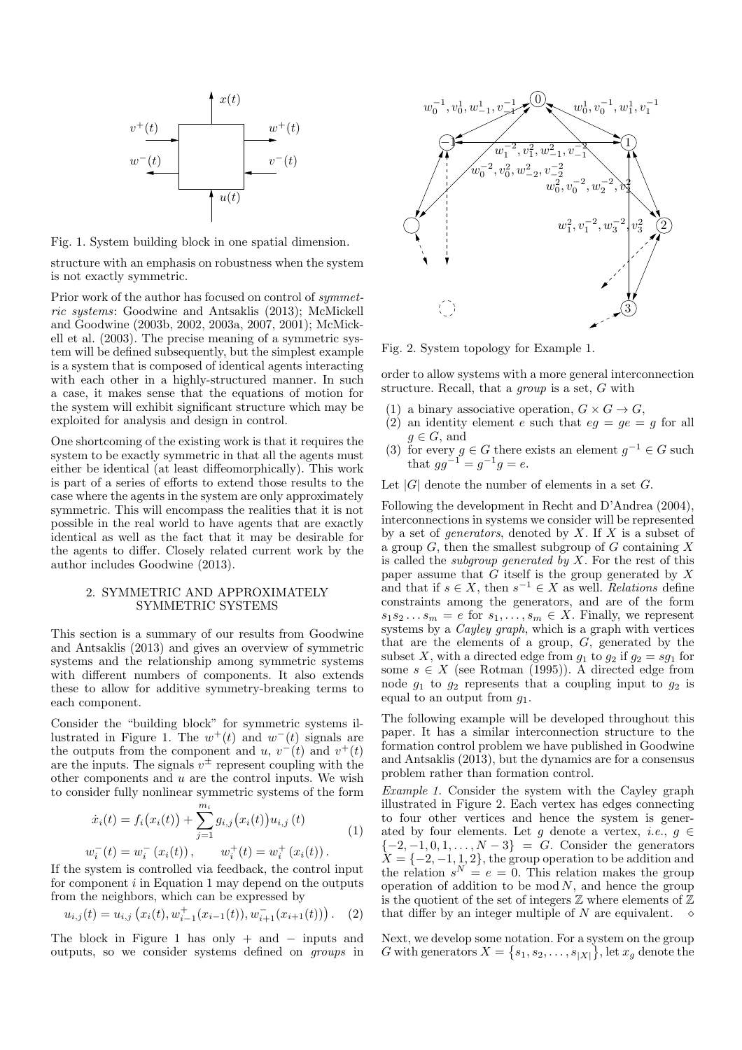Fig. 1. System building block in one spatial dimension.

structure with an emphasis on robustness when the system is not exactly symmetric.

Prior work of the author has focused on control of *symmetric systems*: Goodwine and Antsaklis (2013); McMickell and Goodwine (2003b, 2002, 2003a, 2007, 2001); McMickell et al. (2003). The precise meaning of a symmetric system will be defined subsequently, but the simplest example is a system that is composed of identical agents interacting with each other in a highly-structured manner. In such a case, it makes sense that the equations of motion for the system will exhibit significant structure which may be exploited for analysis and design in control.

One shortcoming of the existing work is that it requires the system to be exactly symmetric in that all the agents must either be identical (at least diffeomorphically). This work is part of a series of efforts to extend those results to the case where the agents in the system are only approximately symmetric. This will encompass the realities that it is not possible in the real world to have agents that are exactly identical as well as the fact that it may be desirable for the agents to differ. Closely related current work by the author includes Goodwine (2013).

## 2. SYMMETRIC AND APPROXIMATELY SYMMETRIC SYSTEMS

This section is a summary of our results from Goodwine and Antsaklis (2013) and gives an overview of symmetric systems and the relationship among symmetric systems with different numbers of components. It also extends these to allow for additive symmetry-breaking terms to each component.

Consider the "building block" for symmetric systems illustrated in Figure 1. The $w^+(t)$ and $w^-(t)$ signals are the outputs from the component and $u$, $v^-(t)$ and $v^+(t)$ are the inputs. The signals $v^\pm$ represent coupling with the other components and $u$ are the control inputs. We wish to consider fully nonlinear symmetric systems of the form

$$
\begin{aligned}
\dot{x}_i(t) &= f_i\big(x_i(t)\big) + \sum_{j=1}^{m_i} g_{i,j}\big(x_i(t)\big)u_{i,j}(t) \\
w_i^-(t) &= w_i^-\left(x_i(t)\right), \qquad w_i^+(t) = w_i^+\left(x_i(t)\right).
\end{aligned}
\tag{1}
$$

If the system is controlled via feedback, the control input for component $i$ in Equation 1 may depend on the outputs from the neighbors, which can be expressed by

$$
u_{i,j}(t) = u_{i,j}\left(x_i(t), w_{i-1}^+(x_{i-1}(t)), w_{i+1}^-(x_{i+1}(t))\right). \tag{2}
$$

The block in Figure 1 has only $+$ and $-$ inputs and outputs, so we consider systems defined on *groups* in order to allow systems with a more general interconnection structure. Recall, that a *group* is a set, $G$ with

1. a binary associative operation, $G \times G \to G$,
2. an identity element $e$ such that $eg = ge = g$ for all $g \in G$, and
3. for every $g \in G$ there exists an element $g^{-1} \in G$ such that $gg^{-1} = g^{-1}g = e$.

Let $|G|$ denote the number of elements in a set $G$.

Following the development in Recht and D'Andrea (2004), interconnections in systems we consider will be represented by a set of *generators*, denoted by $X$. If $X$ is a subset of a group $G$, then the smallest subgroup of $G$ containing $X$ is called the *subgroup generated by* $X$. For the rest of this paper assume that $G$ itself is the group generated by $X$ and that if $s \in X$, then $s^{-1} \in X$ as well. *Relations* define constraints among the generators, and are of the form $s_1 s_2 \dots s_m = e$ for $s_1, \dots, s_m \in X$. Finally, we represent systems by a *Cayley graph*, which is a graph with vertices that are the elements of a group, $G$, generated by the subset $X$, with a directed edge from $g_1$ to $g_2$ if $g_2 = sg_1$ for some $s \in X$ (see Rotman (1995)). A directed edge from node $g_1$ to $g_2$ represents that a coupling input to $g_2$ is equal to an output from $g_1$.

The following example will be developed throughout this paper. It has a similar interconnection structure to the formation control problem we have published in Goodwine and Antsaklis (2013), but the dynamics are for a consensus problem rather than formation control.

*Example 1.* Consider the system with the Cayley graph illustrated in Figure 2. Each vertex has edges connecting to four other vertices and hence the system is generated by four elements. Let $g$ denote a vertex, *i.e.*, $g \in \{-2, -1, 0, 1, \dots, N-3\} = G$. Consider the generators $X = \{-2, -1, 1, 2\}$, the group operation to be addition and the relation $s^N = e = 0$. This relation makes the group operation of addition to be mod $N$, and hence the group is the quotient of the set of integers $\mathbb{Z}$ where elements of $\mathbb{Z}$ that differ by an integer multiple of $N$ are equivalent. $\diamond$

Fig. 2. System topology for Example 1.

Next, we develop some notation. For a system on the group $G$ with generators $X = \{s_1, s_2, \dots, s_{|X|}\}$, let $x_g$ denote the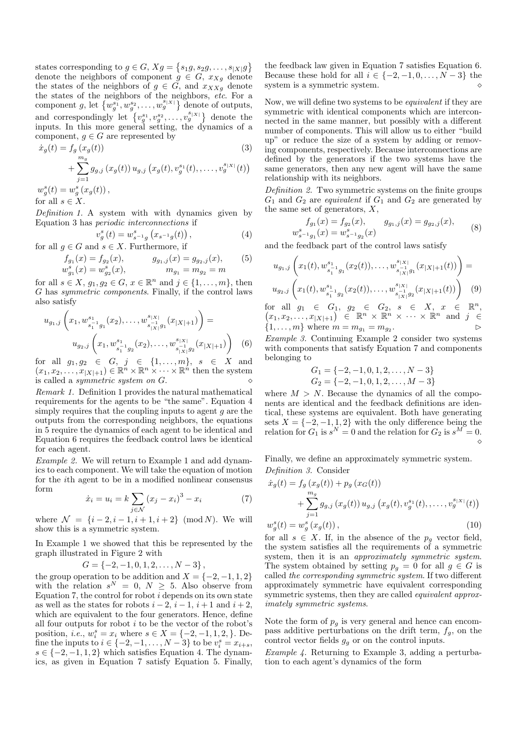states corresponding to $g \in G$, $Xg = \{s_1 g, s_2 g, \dots, s_{|X|} g\}$ denote the neighbors of component $g \in G$, $x_{Xg}$ denote the states of the neighbors of $g \in G$, and $x_{XXg}$ denote the states of the neighbors of the neighbors, *etc.* For a component $g$, let $\{w_g^{s_1}, w_g^{s_2}, \dots, w_g^{s_{|X|}}\}$ denote of outputs, and correspondingly let $\{v_g^{s_1}, v_g^{s_2}, \dots, v_g^{s_{|X|}}\}$ denote the inputs. In this more general setting, the dynamics of a component, $g \in G$ are represented by

$$
\begin{aligned}
\dot{x}_g(t) &= f_g\left(x_g(t)\right) \qquad (3)\\
&\quad + \sum_{j=1}^{m_g} g_{g,j}\left(x_g(t)\right) u_{g,j}\left(x_g(t), v_g^{s_1}(t), \dots, v_g^{s_{|X|}}(t)\right)\\
w_g^s(t) &= w_g^s\left(x_g(t)\right),
\end{aligned}
$$

for all $s \in X$.

*Definition 1.* A system with with dynamics given by Equation 3 has *periodic interconnections* if

$$
v_g^s(t) = w_{s^{-1}g}^s\left(x_{s^{-1}g}(t)\right), \tag{4}
$$

for all $g \in G$ and $s \in X$. Furthermore, if

$$
\begin{aligned}
f_{g_1}(x) &= f_{g_2}(x), & g_{g_1,j}(x) &= g_{g_2,j}(x), \qquad (5)\\
w_{g_1}^s(x) &= w_{g_2}^s(x), & m_{g_1} &= m_{g_2} = m
\end{aligned}
$$

for all $s \in X$, $g_1, g_2 \in G$, $x \in \mathbb{R}^n$ and $j \in \{1, \dots, m\}$, then $G$ has *symmetric components*. Finally, if the control laws also satisfy

$$
\begin{aligned}
&u_{g_1,j}\left(x_1, w_{s_1^{-1}g_1}^{s_1}(x_2), \dots, w_{s_{|X|}^{-1}g_1}^{s_{|X|}}(x_{|X|+1})\right) =\\
&\qquad u_{g_2,j}\left(x_1, w_{s_1^{-1}g_2}^{s_1}(x_2), \dots, w_{s_{|X|}^{-1}g_2}^{s_{|X|}}(x_{|X|+1})\right) \quad (6)
\end{aligned}
$$

for all $g_1, g_2 \in G$, $j \in \{1, \dots, m\}$, $s \in X$ and $(x_1, x_2, \dots, x_{|X|+1}) \in \mathbb{R}^n \times \mathbb{R}^n \times \dots \times \mathbb{R}^n$ then the system is called a *symmetric system on G*. ◇

*Remark 1.* Definition 1 provides the natural mathematical requirements for the agents to be "the same". Equation 4 simply requires that the coupling inputs to agent $g$ are the outputs from the corresponding neighbors, the equations in 5 require the dynamics of each agent to be identical and Equation 6 requires the feedback control laws be identical for each agent.

*Example 2.* We will return to Example 1 and add dynamics to each component. We will take the equation of motion for the $i$th agent to be in a modified nonlinear consensus form

$$
\dot{x}_i = u_i = k \sum_{j \in \mathcal{N}} \left(x_j - x_i\right)^3 - x_i \tag{7}
$$

where $\mathcal{N} = \{i-2, i-1, i+1, i+2\} \pmod N$. We will show this is a symmetric system.

In Example 1 we showed that this be represented by the graph illustrated in Figure 2 with

$$
G = \{-2, -1, 0, 1, 2, \dots, N-3\},
$$

the group operation to be addition and $X = \{-2, -1, 1, 2\}$ with the relation $s^N = 0$, $N \geq 5$. Also observe from Equation 7, the control for robot $i$ depends on its own state as well as the states for robots $i-2$, $i-1$, $i+1$ and $i+2$, which are equivalent to the four generators. Hence, define all four outputs for robot $i$ to be the vector of the robot's position, *i.e.*, $w_i^s = x_i$ where $s \in X = \{-2, -1, 1, 2, \}$. Define the inputs to $i \in \{-2, -1, \dots, N-3\}$ to be $v_i^s = x_{i+s}$, $s \in \{-2, -1, 1, 2\}$ which satisfies Equation 4. The dynamics, as given in Equation 7 satisfy Equation 5. Finally, the feedback law given in Equation 7 satisfies Equation 6. Because these hold for all $i \in \{-2, -1, 0, \dots, N-3\}$ the system is a symmetric system. ◇

Now, we will define two systems to be *equivalent* if they are symmetric with identical components which are interconnected in the same manner, but possibly with a different number of components. This will allow us to either "build up" or reduce the size of a system by adding or removing components, respectively. Because interconnections are defined by the generators if the two systems have the same generators, then any new agent will have the same relationship with its neighbors.

*Definition 2.* Two symmetric systems on the finite groups $G_1$ and $G_2$ are *equivalent* if $G_1$ and $G_2$ are generated by the same set of generators, $X$,

$$
\begin{aligned}
f_{g_1}(x) &= f_{g_2}(x), \qquad g_{g_1,j}(x) = g_{g_2,j}(x),\\
w_{s^{-1}g_1}^s(x) &= w_{s^{-1}g_2}^s(x)
\end{aligned} \tag{8}
$$

and the feedback part of the control laws satisfy

$$
\begin{aligned}
&u_{g_1,j}\left(x_1(t), w_{s_1^{-1}g_1}^{s_1}(x_2(t)), \dots, w_{s_{|X|}^{-1}g_1}^{s_{|X|}}(x_{|X|+1}(t))\right) =\\
&u_{g_2,j}\left(x_1(t), w_{s_1^{-1}g_2}^{s_1}(x_2(t)), \dots, w_{s_{|X|}^{-1}g_2}^{s_{|X|}}(x_{|X|+1}(t))\right) \quad (9)
\end{aligned}
$$

for all $g_1 \in G_1$, $g_2 \in G_2$, $s \in X$, $x \in \mathbb{R}^n$, $(x_1, x_2, \dots, x_{|X|+1}) \in \mathbb{R}^n \times \mathbb{R}^n \times \dots \times \mathbb{R}^n$ and $j \in \{1, \dots, m\}$ where $m = m_{g_1} = m_{g_2}$. ▷

*Example 3.* Continuing Example 2 consider two systems with components that satisfy Equation 7 and components belonging to

$$
\begin{aligned}
G_1 &= \{-2, -1, 0, 1, 2, \dots, N-3\}\\
G_2 &= \{-2, -1, 0, 1, 2, \dots, M-3\}
\end{aligned}
$$

where $M > N$. Because the dynamics of all the components are identical and the feedback definitions are identical, these systems are equivalent. Both have generating sets $X = \{-2, -1, 1, 2\}$ with the only difference being the relation for $G_1$ is $s^N = 0$ and the relation for $G_2$ is $s^M = 0$. ◇

Finally, we define an approximately symmetric system.

*Definition 3.* Consider

$$
\begin{aligned}
\dot{x}_g(t) &= f_g\left(x_g(t)\right) + p_g\left(x_G(t)\right)\\
&\quad + \sum_{j=1}^{m_g} g_{g,j}\left(x_g(t)\right) u_{g,j}\left(x_g(t), v_g^{s_1}(t), \dots, v_g^{s_{|X|}}(t)\right)\\
w_g^s(t) &= w_g^s\left(x_g(t)\right), \qquad (10)
\end{aligned}
$$

for all $s \in X$. If, in the absence of the $p_g$ vector field, the system satisfies all the requirements of a symmetric system, then it is an *approximately symmetric system*. The system obtained by setting $p_g = 0$ for all $g \in G$ is called *the corresponding symmetric system*. If two different approximately symmetric have equivalent corresponding symmetric systems, then they are called *equivalent approximately symmetric systems*.

Note the form of $p_g$ is very general and hence can encompass additive perturbations on the drift term, $f_g$, on the control vector fields $g_g$ or on the control inputs.

*Example 4.* Returning to Example 3, adding a perturbation to each agent's dynamics of the form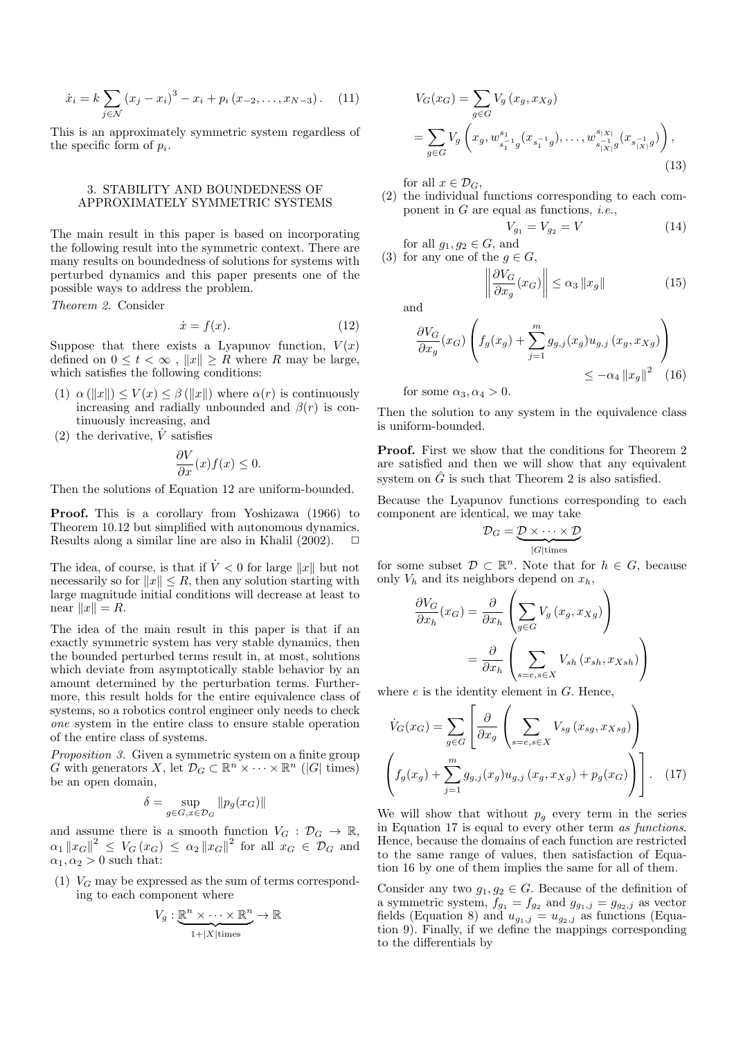$$\dot{x}_i = k \sum_{j \in \mathcal{N}} (x_j - x_i)^3 - x_i + p_i (x_{-2}, \ldots, x_{N-3}). \quad (11)$$

This is an approximately symmetric system regardless of the specific form of $p_i$.

## 3. STABILITY AND BOUNDEDNESS OF APPROXIMATELY SYMMETRIC SYSTEMS

The main result in this paper is based on incorporating the following result into the symmetric context. There are many results on boundedness of solutions for systems with perturbed dynamics and this paper presents one of the possible ways to address the problem.

*Theorem 2.* Consider

$$\dot{x} = f(x). \quad (12)$$

Suppose that there exists a Lyapunov function, $V(x)$ defined on $0 \le t < \infty$ , $\|x\| \ge R$ where $R$ may be large, which satisfies the following conditions:

(1) $\alpha(\|x\|) \le V(x) \le \beta(\|x\|)$ where $\alpha(r)$ is continuously increasing and radially unbounded and $\beta(r)$ is continuously increasing, and

(2) the derivative, $\dot{V}$ satisfies

$$\frac{\partial V}{\partial x}(x) f(x) \le 0.$$

Then the solutions of Equation 12 are uniform-bounded.

**Proof.** This is a corollary from Yoshizawa (1966) to Theorem 10.12 but simplified with autonomous dynamics. Results along a similar line are also in Khalil (2002). $\square$

The idea, of course, is that if $\dot{V} < 0$ for large $\|x\|$ but not necessarily so for $\|x\| \le R$, then any solution starting with large magnitude initial conditions will decrease at least to near $\|x\| = R$.

The idea of the main result in this paper is that if an exactly symmetric system has very stable dynamics, then the bounded perturbed terms result in, at most, solutions which deviate from asymptotically stable behavior by an amount determined by the perturbation terms. Furthermore, this result holds for the entire equivalence class of systems, so a robotics control engineer only needs to check *one* system in the entire class to ensure stable operation of the entire class of systems.

*Proposition 3.* Given a symmetric system on a finite group $G$ with generators $X$, let $\mathcal{D}_G \subset \mathbb{R}^n \times \cdots \times \mathbb{R}^n$ ($|G|$ times) be an open domain,

$$\delta = \sup_{g \in G, x \in \mathcal{D}_G} \|p_g(x_G)\|$$

and assume there is a smooth function $V_G : \mathcal{D}_G \to \mathbb{R}$, $\alpha_1 \|x_G\|^2 \le V_G(x_G) \le \alpha_2 \|x_G\|^2$ for all $x_G \in \mathcal{D}_G$ and $\alpha_1, \alpha_2 > 0$ such that:

(1) $V_G$ may be expressed as the sum of terms corresponding to each component where

$$V_g : \underbrace{\mathbb{R}^n \times \cdots \times \mathbb{R}^n}_{1+|X| \text{times}} \to \mathbb{R}$$

$$V_G(x_G) = \sum_{g \in G} V_g(x_g, x_{Xg})$$
$$= \sum_{g \in G} V_g \left( x_g, w^{s_1}_{s_1^{-1} g}(x_{s_1^{-1} g}), \ldots, w^{s_{|X|}}_{s_{|X|}^{-1} g}(x_{s_{|X|}^{-1} g}) \right), \quad (13)$$

for all $x \in \mathcal{D}_G$,

(2) the individual functions corresponding to each component in $G$ are equal as functions, *i.e.*,

$$V_{g_1} = V_{g_2} = V \quad (14)$$

for all $g_1, g_2 \in G$, and

(3) for any one of the $g \in G$,

$$\left\| \frac{\partial V_G}{\partial x_g}(x_G) \right\| \le \alpha_3 \|x_g\| \quad (15)$$

and

$$\frac{\partial V_G}{\partial x_g}(x_G) \left( f_g(x_g) + \sum_{j=1}^{m} g_{g,j}(x_g) u_{g,j}(x_g, x_{Xg}) \right) \le -\alpha_4 \|x_g\|^2 \quad (16)$$

for some $\alpha_3, \alpha_4 > 0$.

Then the solution to any system in the equivalence class is uniform-bounded.

**Proof.** First we show that the conditions for Theorem 2 are satisfied and then we will show that any equivalent system on $\hat{G}$ is such that Theorem 2 is also satisfied.

Because the Lyapunov functions corresponding to each component are identical, we may take

$$\mathcal{D}_G = \underbrace{\mathcal{D} \times \cdots \times \mathcal{D}}_{|G| \text{times}}$$

for some subset $\mathcal{D} \subset \mathbb{R}^n$. Note that for $h \in G$, because only $V_h$ and its neighbors depend on $x_h$,

$$\frac{\partial V_G}{\partial x_h}(x_G) = \frac{\partial}{\partial x_h} \left( \sum_{g \in G} V_g(x_g, x_{Xg}) \right)$$
$$= \frac{\partial}{\partial x_h} \left( \sum_{s=e, s \in X} V_{sh}(x_{sh}, x_{Xsh}) \right)$$

where $e$ is the identity element in $G$. Hence,

$$\dot{V}_G(x_G) = \sum_{g \in G} \left[ \frac{\partial}{\partial x_g} \left( \sum_{s=e, s \in X} V_{sg}(x_{sg}, x_{Xsg}) \right) \left( f_g(x_g) + \sum_{j=1}^{m} g_{g,j}(x_g) u_{g,j}(x_g, x_{Xg}) + p_g(x_G) \right) \right]. \quad (17)$$

We will show that without $p_g$ every term in the series in Equation 17 is equal to every other term *as functions.* Hence, because the domains of each function are restricted to the same range of values, then satisfaction of Equation 16 by one of them implies the same for all of them.

Consider any two $g_1, g_2 \in G$. Because of the definition of a symmetric system, $f_{g_1} = f_{g_2}$ and $g_{g_1,j} = g_{g_2,j}$ as vector fields (Equation 8) and $u_{g_1,j} = u_{g_2,j}$ as functions (Equation 9). Finally, if we define the mappings corresponding to the differentials by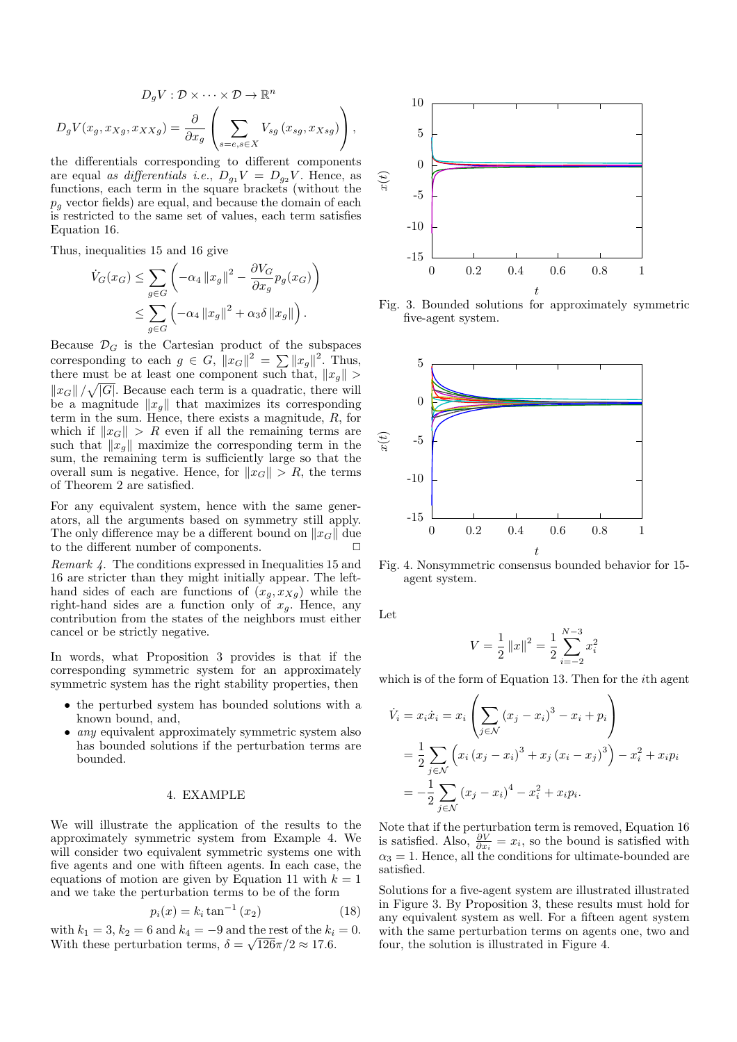$$D_gV : \mathcal{D} \times \cdots \times \mathcal{D} \to \mathbb{R}^n$$

$$D_gV(x_g, x_{Xg}, x_{XXg}) = \frac{\partial}{\partial x_g}\left(\sum_{s=e,s\in X} V_{sg}\left(x_{sg}, x_{Xsg}\right)\right),$$

the differentials corresponding to different components are equal *as differentials i.e.*, $D_{g_1}V = D_{g_2}V$. Hence, as functions, each term in the square brackets (without the $p_g$ vector fields) are equal, and because the domain of each is restricted to the same set of values, each term satisfies Equation 16.

Thus, inequalities 15 and 16 give

$$\begin{aligned}\dot{V}_G(x_G) &\le \sum_{g\in G}\left(-\alpha_4 \left\|x_g\right\|^2 - \frac{\partial V_G}{\partial x_g} p_g(x_G)\right)\\ &\le \sum_{g\in G}\left(-\alpha_4 \left\|x_g\right\|^2 + \alpha_3 \delta \left\|x_g\right\|\right).\end{aligned}$$

Because $\mathcal{D}_G$ is the Cartesian product of the subspaces corresponding to each $g \in G$, $\|x_G\|^2 = \sum \|x_g\|^2$. Thus, there must be at least one component such that, $\|x_g\| > \|x_G\|/\sqrt{|G|}$. Because each term is a quadratic, there will be a magnitude $\|x_g\|$ that maximizes its corresponding term in the sum. Hence, there exists a magnitude, $R$, for which if $\|x_G\| > R$ even if all the remaining terms are such that $\|x_g\|$ maximize the corresponding term in the sum, the remaining term is sufficiently large so that the overall sum is negative. Hence, for $\|x_G\| > R$, the terms of Theorem 2 are satisfied.

For any equivalent system, hence with the same generators, all the arguments based on symmetry still apply. The only difference may be a different bound on $\|x_G\|$ due to the different number of components. □

*Remark 4.* The conditions expressed in Inequalities 15 and 16 are stricter than they might initially appear. The left-hand sides of each are functions of $(x_g, x_{Xg})$ while the right-hand sides are a function only of $x_g$. Hence, any contribution from the states of the neighbors must either cancel or be strictly negative.

In words, what Proposition 3 provides is that if the corresponding symmetric system for an approximately symmetric system has the right stability properties, then

- the perturbed system has bounded solutions with a known bound, and,
- *any* equivalent approximately symmetric system also has bounded solutions if the perturbation terms are bounded.

## 4. EXAMPLE

We will illustrate the application of the results to the approximately symmetric system from Example 4. We will consider two equivalent symmetric systems one with five agents and one with fifteen agents. In each case, the equations of motion are given by Equation 11 with $k = 1$ and we take the perturbation terms to be of the form

$$p_i(x) = k_i \tan^{-1}(x_2) \tag{18}$$

with $k_1 = 3$, $k_2 = 6$ and $k_4 = -9$ and the rest of the $k_i = 0$. With these perturbation terms, $\delta = \sqrt{126}\pi/2 \approx 17.6$.

Fig. 3. Bounded solutions for approximately symmetric five-agent system.

Fig. 4. Nonsymmetric consensus bounded behavior for 15-agent system.

Let

$$V = \frac{1}{2}\|x\|^2 = \frac{1}{2}\sum_{i=-2}^{N-3} x_i^2$$

which is of the form of Equation 13. Then for the $i$th agent

$$\begin{aligned}\dot{V}_i = x_i\dot{x}_i &= x_i\left(\sum_{j\in\mathcal{N}}\left(x_j - x_i\right)^3 - x_i + p_i\right)\\ &= \frac{1}{2}\sum_{j\in\mathcal{N}}\left(x_i\left(x_j - x_i\right)^3 + x_j\left(x_i - x_j\right)^3\right) - x_i^2 + x_i p_i\\ &= -\frac{1}{2}\sum_{j\in\mathcal{N}}\left(x_j - x_i\right)^4 - x_i^2 + x_i p_i.\end{aligned}$$

Note that if the perturbation term is removed, Equation 16 is satisfied. Also, $\frac{\partial V}{\partial x_i} = x_i$, so the bound is satisfied with $\alpha_3 = 1$. Hence, all the conditions for ultimate-bounded are satisfied.

Solutions for a five-agent system are illustrated illustrated in Figure 3. By Proposition 3, these results must hold for any equivalent system as well. For a fifteen agent system with the same perturbation terms on agents one, two and four, the solution is illustrated in Figure 4.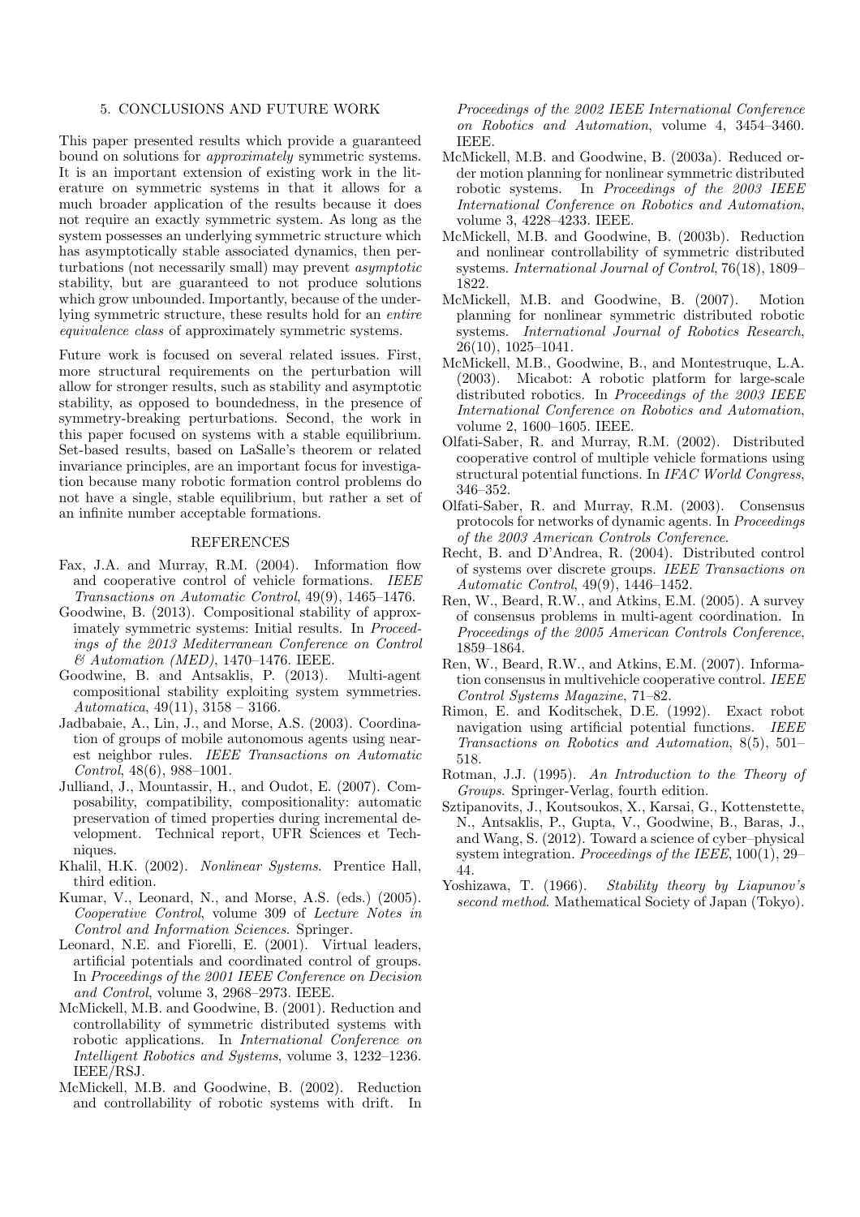## 5. CONCLUSIONS AND FUTURE WORK

This paper presented results which provide a guaranteed bound on solutions for *approximately* symmetric systems. It is an important extension of existing work in the literature on symmetric systems in that it allows for a much broader application of the results because it does not require an exactly symmetric system. As long as the system possesses an underlying symmetric structure which has asymptotically stable associated dynamics, then perturbations (not necessarily small) may prevent *asymptotic* stability, but are guaranteed to not produce solutions which grow unbounded. Importantly, because of the underlying symmetric structure, these results hold for an *entire equivalence class* of approximately symmetric systems.

Future work is focused on several related issues. First, more structural requirements on the perturbation will allow for stronger results, such as stability and asymptotic stability, as opposed to boundedness, in the presence of symmetry-breaking perturbations. Second, the work in this paper focused on systems with a stable equilibrium. Set-based results, based on LaSalle's theorem or related invariance principles, are an important focus for investigation because many robotic formation control problems do not have a single, stable equilibrium, but rather a set of an infinite number acceptable formations.

## REFERENCES

Fax, J.A. and Murray, R.M. (2004). Information flow and cooperative control of vehicle formations. *IEEE Transactions on Automatic Control*, 49(9), 1465–1476.

Goodwine, B. (2013). Compositional stability of approximately symmetric systems: Initial results. In *Proceedings of the 2013 Mediterranean Conference on Control & Automation (MED)*, 1470–1476. IEEE.

Goodwine, B. and Antsaklis, P. (2013). Multi-agent compositional stability exploiting system symmetries. *Automatica*, 49(11), 3158 – 3166.

Jadbabaie, A., Lin, J., and Morse, A.S. (2003). Coordination of groups of mobile autonomous agents using nearest neighbor rules. *IEEE Transactions on Automatic Control*, 48(6), 988–1001.

Julliand, J., Mountassir, H., and Oudot, E. (2007). Composability, compatibility, compositionality: automatic preservation of timed properties during incremental development. Technical report, UFR Sciences et Techniques.

Khalil, H.K. (2002). *Nonlinear Systems*. Prentice Hall, third edition.

Kumar, V., Leonard, N., and Morse, A.S. (eds.) (2005). *Cooperative Control*, volume 309 of *Lecture Notes in Control and Information Sciences*. Springer.

Leonard, N.E. and Fiorelli, E. (2001). Virtual leaders, artificial potentials and coordinated control of groups. In *Proceedings of the 2001 IEEE Conference on Decision and Control*, volume 3, 2968–2973. IEEE.

McMickell, M.B. and Goodwine, B. (2001). Reduction and controllability of symmetric distributed systems with robotic applications. In *International Conference on Intelligent Robotics and Systems*, volume 3, 1232–1236. IEEE/RSJ.

McMickell, M.B. and Goodwine, B. (2002). Reduction and controllability of robotic systems with drift. In *Proceedings of the 2002 IEEE International Conference on Robotics and Automation*, volume 4, 3454–3460. IEEE.

McMickell, M.B. and Goodwine, B. (2003a). Reduced order motion planning for nonlinear symmetric distributed robotic systems. In *Proceedings of the 2003 IEEE International Conference on Robotics and Automation*, volume 3, 4228–4233. IEEE.

McMickell, M.B. and Goodwine, B. (2003b). Reduction and nonlinear controllability of symmetric distributed systems. *International Journal of Control*, 76(18), 1809–1822.

McMickell, M.B. and Goodwine, B. (2007). Motion planning for nonlinear symmetric distributed robotic systems. *International Journal of Robotics Research*, 26(10), 1025–1041.

McMickell, M.B., Goodwine, B., and Montestruque, L.A. (2003). Micabot: A robotic platform for large-scale distributed robotics. In *Proceedings of the 2003 IEEE International Conference on Robotics and Automation*, volume 2, 1600–1605. IEEE.

Olfati-Saber, R. and Murray, R.M. (2002). Distributed cooperative control of multiple vehicle formations using structural potential functions. In *IFAC World Congress*, 346–352.

Olfati-Saber, R. and Murray, R.M. (2003). Consensus protocols for networks of dynamic agents. In *Proceedings of the 2003 American Controls Conference*.

Recht, B. and D'Andrea, R. (2004). Distributed control of systems over discrete groups. *IEEE Transactions on Automatic Control*, 49(9), 1446–1452.

Ren, W., Beard, R.W., and Atkins, E.M. (2005). A survey of consensus problems in multi-agent coordination. In *Proceedings of the 2005 American Controls Conference*, 1859–1864.

Ren, W., Beard, R.W., and Atkins, E.M. (2007). Information consensus in multivehicle cooperative control. *IEEE Control Systems Magazine*, 71–82.

Rimon, E. and Koditschek, D.E. (1992). Exact robot navigation using artificial potential functions. *IEEE Transactions on Robotics and Automation*, 8(5), 501–518.

Rotman, J.J. (1995). *An Introduction to the Theory of Groups*. Springer-Verlag, fourth edition.

Sztipanovits, J., Koutsoukos, X., Karsai, G., Kottenstette, N., Antsaklis, P., Gupta, V., Goodwine, B., Baras, J., and Wang, S. (2012). Toward a science of cyber–physical system integration. *Proceedings of the IEEE*, 100(1), 29–44.

Yoshizawa, T. (1966). *Stability theory by Liapunov's second method*. Mathematical Society of Japan (Tokyo).